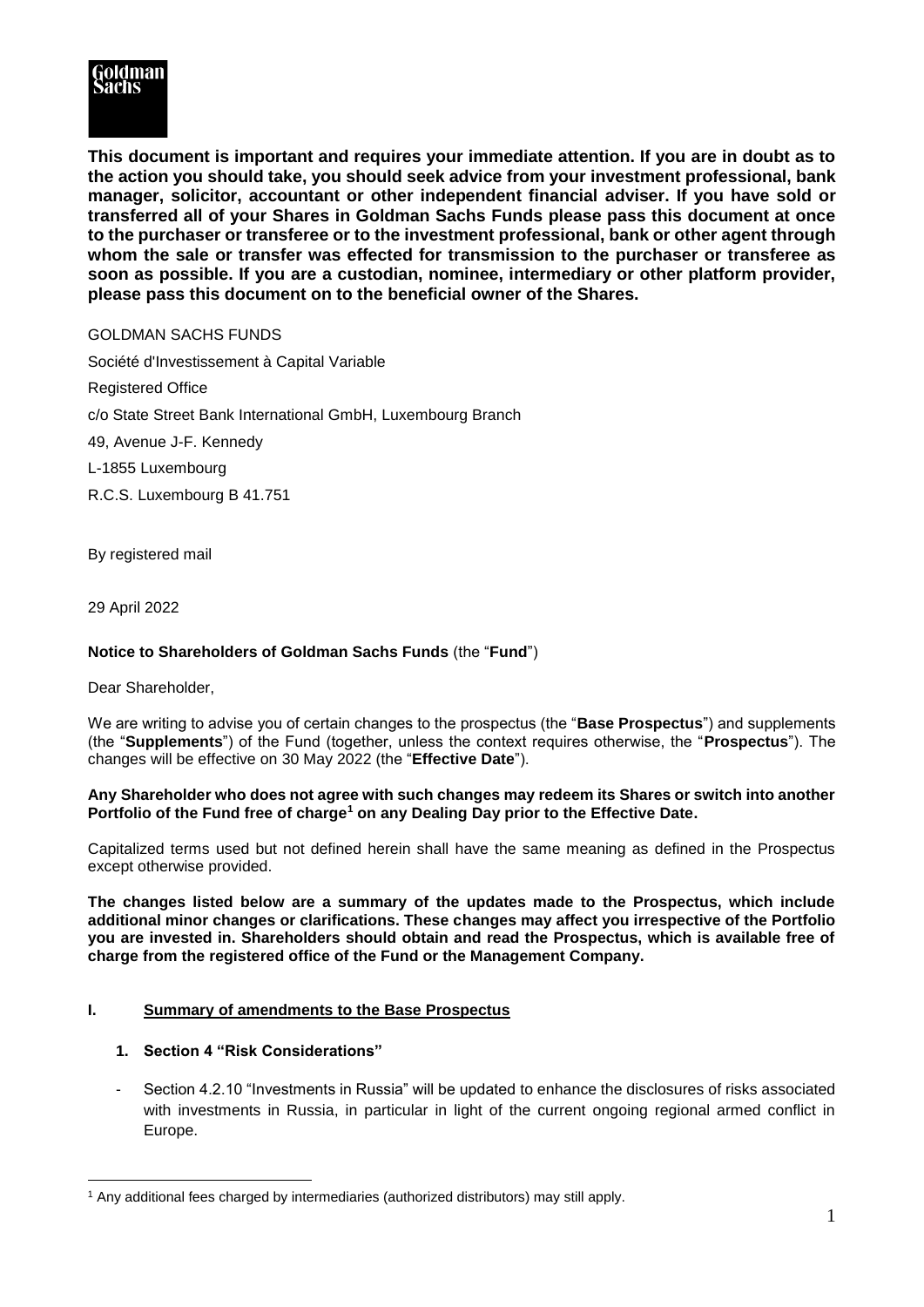**This document is important and requires your immediate attention. If you are in doubt as to the action you should take, you should seek advice from your investment professional, bank manager, solicitor, accountant or other independent financial adviser. If you have sold or transferred all of your Shares in Goldman Sachs Funds please pass this document at once to the purchaser or transferee or to the investment professional, bank or other agent through whom the sale or transfer was effected for transmission to the purchaser or transferee as soon as possible. If you are a custodian, nominee, intermediary or other platform provider, please pass this document on to the beneficial owner of the Shares.**

GOLDMAN SACHS FUNDS

Société d'Investissement à Capital Variable

Registered Office

c/o State Street Bank International GmbH, Luxembourg Branch

49, Avenue J-F. Kennedy

L-1855 Luxembourg

R.C.S. Luxembourg B 41.751

By registered mail

29 April 2022

**Notice to Shareholders of Goldman Sachs Funds** (the "**Fund**")

Dear Shareholder,

We are writing to advise you of certain changes to the prospectus (the "**Base Prospectus**") and supplements (the "**Supplements**") of the Fund (together, unless the context requires otherwise, the "**Prospectus**"). The changes will be effective on 30 May 2022 (the "**Effective Date**").

**Any Shareholder who does not agree with such changes may redeem its Shares or switch into another Portfolio of the Fund free of charge[1] on any Dealing Day prior to the Effective Date.**

Capitalized terms used but not defined herein shall have the same meaning as defined in the Prospectus except otherwise provided.

**The changes listed below are a summary of the updates made to the Prospectus, which include additional minor changes or clarifications. These changes may affect you irrespective of the Portfolio you are invested in. Shareholders should obtain and read the Prospectus, which is available free of charge from the registered office of the Fund or the Management Company.**

## I. Summary of amendments to the Base Prospectus

### 1. Section 4 "Risk Considerations"

- Section 4.2.10 "Investments in Russia" will be updated to enhance the disclosures of risks associated with investments in Russia, in particular in light of the current ongoing regional armed conflict in Europe.

[1] Any additional fees charged by intermediaries (authorized distributors) may still apply.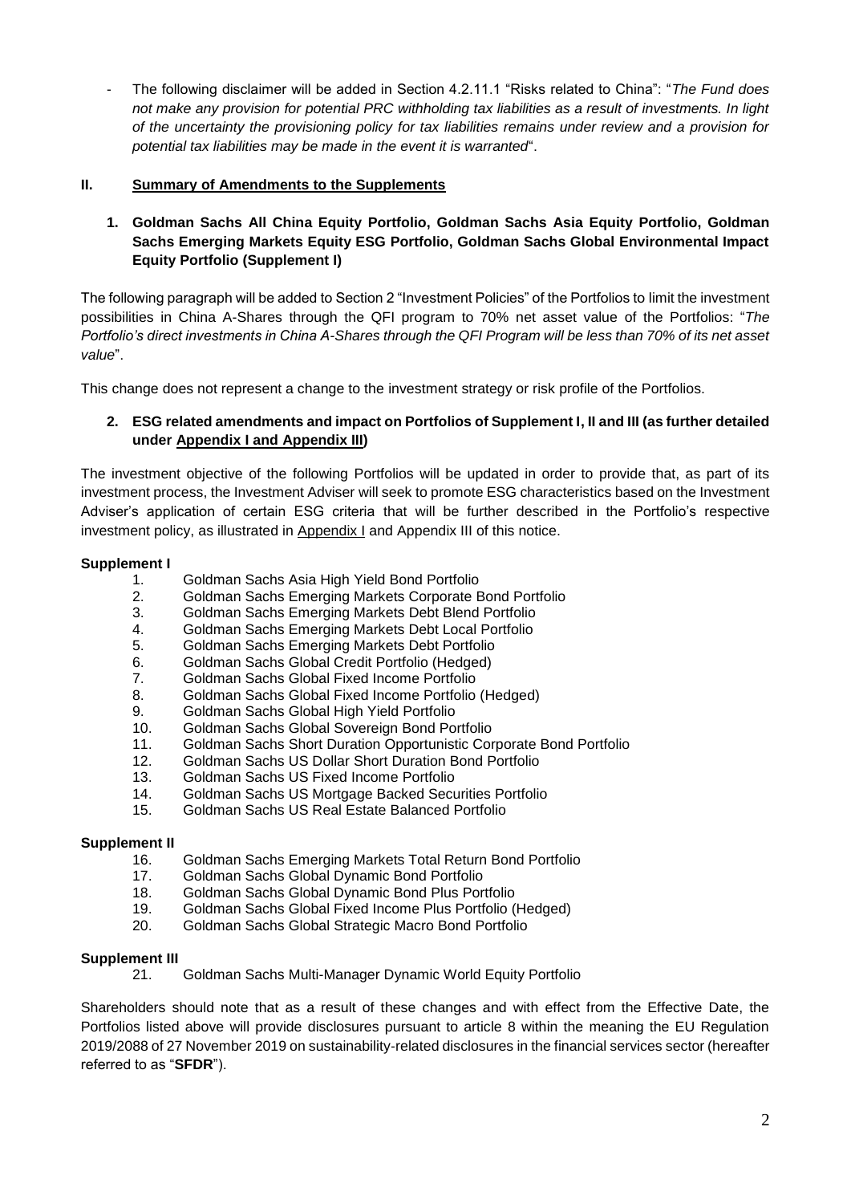- The following disclaimer will be added in Section 4.2.11.1 "Risks related to China": "*The Fund does not make any provision for potential PRC withholding tax liabilities as a result of investments. In light of the uncertainty the provisioning policy for tax liabilities remains under review and a provision for potential tax liabilities may be made in the event it is warranted*".

## II. Summary of Amendments to the Supplements

### 1. Goldman Sachs All China Equity Portfolio, Goldman Sachs Asia Equity Portfolio, Goldman Sachs Emerging Markets Equity ESG Portfolio, Goldman Sachs Global Environmental Impact Equity Portfolio (Supplement I)

The following paragraph will be added to Section 2 "Investment Policies" of the Portfolios to limit the investment possibilities in China A-Shares through the QFI program to 70% net asset value of the Portfolios: "*The Portfolio's direct investments in China A-Shares through the QFI Program will be less than 70% of its net asset value*".

This change does not represent a change to the investment strategy or risk profile of the Portfolios.

### 2. ESG related amendments and impact on Portfolios of Supplement I, II and III (as further detailed under Appendix I and Appendix III)

The investment objective of the following Portfolios will be updated in order to provide that, as part of its investment process, the Investment Adviser will seek to promote ESG characteristics based on the Investment Adviser's application of certain ESG criteria that will be further described in the Portfolio's respective investment policy, as illustrated in Appendix I and Appendix III of this notice.

**Supplement I**

1. Goldman Sachs Asia High Yield Bond Portfolio
2. Goldman Sachs Emerging Markets Corporate Bond Portfolio
3. Goldman Sachs Emerging Markets Debt Blend Portfolio
4. Goldman Sachs Emerging Markets Debt Local Portfolio
5. Goldman Sachs Emerging Markets Debt Portfolio
6. Goldman Sachs Global Credit Portfolio (Hedged)
7. Goldman Sachs Global Fixed Income Portfolio
8. Goldman Sachs Global Fixed Income Portfolio (Hedged)
9. Goldman Sachs Global High Yield Portfolio
10. Goldman Sachs Global Sovereign Bond Portfolio
11. Goldman Sachs Short Duration Opportunistic Corporate Bond Portfolio
12. Goldman Sachs US Dollar Short Duration Bond Portfolio
13. Goldman Sachs US Fixed Income Portfolio
14. Goldman Sachs US Mortgage Backed Securities Portfolio
15. Goldman Sachs US Real Estate Balanced Portfolio

**Supplement II**

16. Goldman Sachs Emerging Markets Total Return Bond Portfolio
17. Goldman Sachs Global Dynamic Bond Portfolio
18. Goldman Sachs Global Dynamic Bond Plus Portfolio
19. Goldman Sachs Global Fixed Income Plus Portfolio (Hedged)
20. Goldman Sachs Global Strategic Macro Bond Portfolio

**Supplement III**

21. Goldman Sachs Multi-Manager Dynamic World Equity Portfolio

Shareholders should note that as a result of these changes and with effect from the Effective Date, the Portfolios listed above will provide disclosures pursuant to article 8 within the meaning the EU Regulation 2019/2088 of 27 November 2019 on sustainability-related disclosures in the financial services sector (hereafter referred to as "**SFDR**").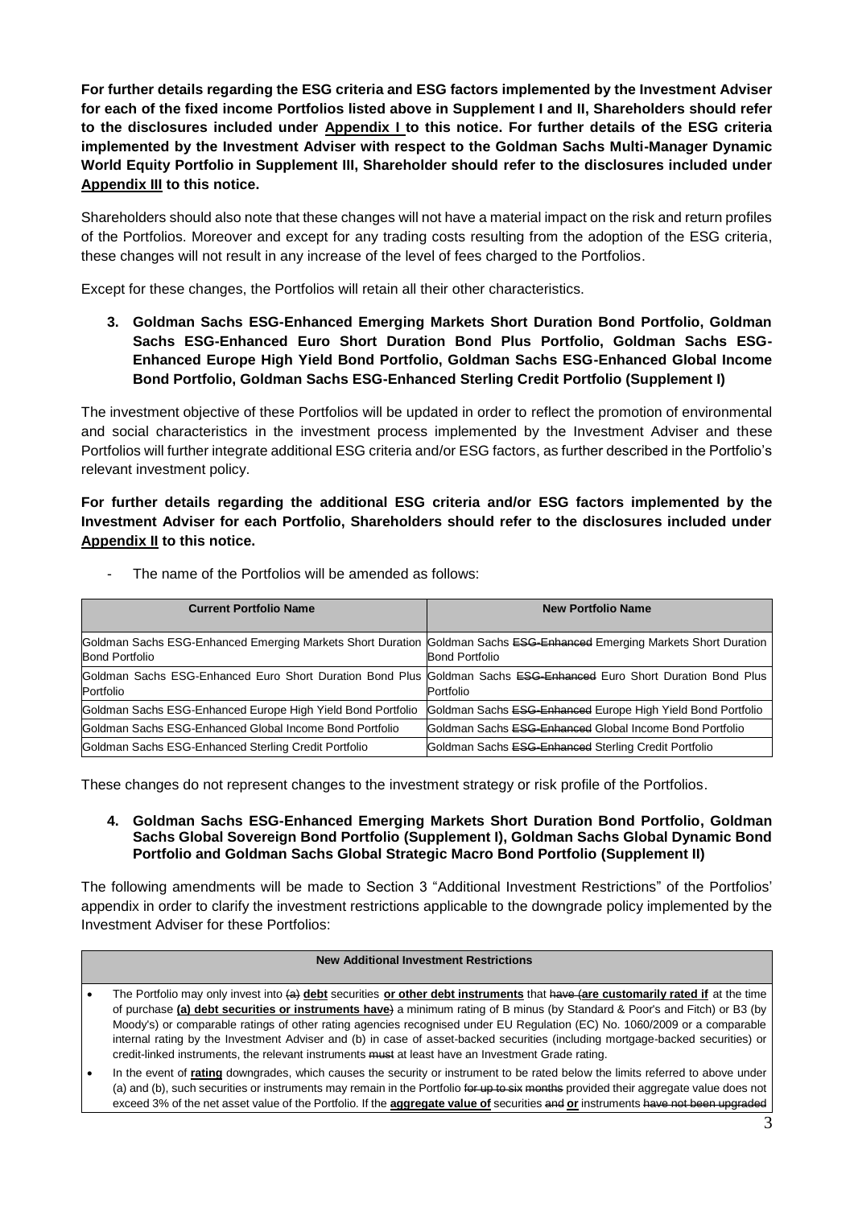**For further details regarding the ESG criteria and ESG factors implemented by the Investment Adviser for each of the fixed income Portfolios listed above in Supplement I and II, Shareholders should refer to the disclosures included under Appendix I to this notice. For further details of the ESG criteria implemented by the Investment Adviser with respect to the Goldman Sachs Multi-Manager Dynamic World Equity Portfolio in Supplement III, Shareholder should refer to the disclosures included under Appendix III to this notice.**

Shareholders should also note that these changes will not have a material impact on the risk and return profiles of the Portfolios. Moreover and except for any trading costs resulting from the adoption of the ESG criteria, these changes will not result in any increase of the level of fees charged to the Portfolios.

Except for these changes, the Portfolios will retain all their other characteristics.

**3. Goldman Sachs ESG-Enhanced Emerging Markets Short Duration Bond Portfolio, Goldman Sachs ESG-Enhanced Euro Short Duration Bond Plus Portfolio, Goldman Sachs ESG-Enhanced Europe High Yield Bond Portfolio, Goldman Sachs ESG-Enhanced Global Income Bond Portfolio, Goldman Sachs ESG-Enhanced Sterling Credit Portfolio (Supplement I)**

The investment objective of these Portfolios will be updated in order to reflect the promotion of environmental and social characteristics in the investment process implemented by the Investment Adviser and these Portfolios will further integrate additional ESG criteria and/or ESG factors, as further described in the Portfolio's relevant investment policy.

**For further details regarding the additional ESG criteria and/or ESG factors implemented by the Investment Adviser for each Portfolio, Shareholders should refer to the disclosures included under Appendix II to this notice.**

- The name of the Portfolios will be amended as follows:

| Current Portfolio Name | New Portfolio Name |
|---|---|
| Goldman Sachs ESG-Enhanced Emerging Markets Short Duration Bond Portfolio | Goldman Sachs ~~ESG-Enhanced~~ Emerging Markets Short Duration Bond Portfolio |
| Goldman Sachs ESG-Enhanced Euro Short Duration Bond Plus Portfolio | Goldman Sachs ~~ESG-Enhanced~~ Euro Short Duration Bond Plus Portfolio |
| Goldman Sachs ESG-Enhanced Europe High Yield Bond Portfolio | Goldman Sachs ~~ESG-Enhanced~~ Europe High Yield Bond Portfolio |
| Goldman Sachs ESG-Enhanced Global Income Bond Portfolio | Goldman Sachs ~~ESG-Enhanced~~ Global Income Bond Portfolio |
| Goldman Sachs ESG-Enhanced Sterling Credit Portfolio | Goldman Sachs ~~ESG-Enhanced~~ Sterling Credit Portfolio |

These changes do not represent changes to the investment strategy or risk profile of the Portfolios.

**4. Goldman Sachs ESG-Enhanced Emerging Markets Short Duration Bond Portfolio, Goldman Sachs Global Sovereign Bond Portfolio (Supplement I), Goldman Sachs Global Dynamic Bond Portfolio and Goldman Sachs Global Strategic Macro Bond Portfolio (Supplement II)**

The following amendments will be made to Section 3 "Additional Investment Restrictions" of the Portfolios' appendix in order to clarify the investment restrictions applicable to the downgrade policy implemented by the Investment Adviser for these Portfolios:

| New Additional Investment Restrictions |
|---|
| • The Portfolio may only invest into ~~(a)~~ **debt** securities **or other debt instruments** that ~~have (~~**are customarily rated if** at the time of purchase **(a) debt securities or instruments have**~~)~~ a minimum rating of B minus (by Standard & Poor's and Fitch) or B3 (by Moody's) or comparable ratings of other rating agencies recognised under EU Regulation (EC) No. 1060/2009 or a comparable internal rating by the Investment Adviser and (b) in case of asset-backed securities (including mortgage-backed securities) or credit-linked instruments, the relevant instruments ~~must~~ at least have an Investment Grade rating. |
| • In the event of **rating** downgrades, which causes the security or instrument to be rated below the limits referred to above under (a) and (b), such securities or instruments may remain in the Portfolio ~~for up to six months~~ provided their aggregate value does not exceed 3% of the net asset value of the Portfolio. If the **aggregate value of** securities ~~and~~ **or** instruments ~~have not been upgraded~~ |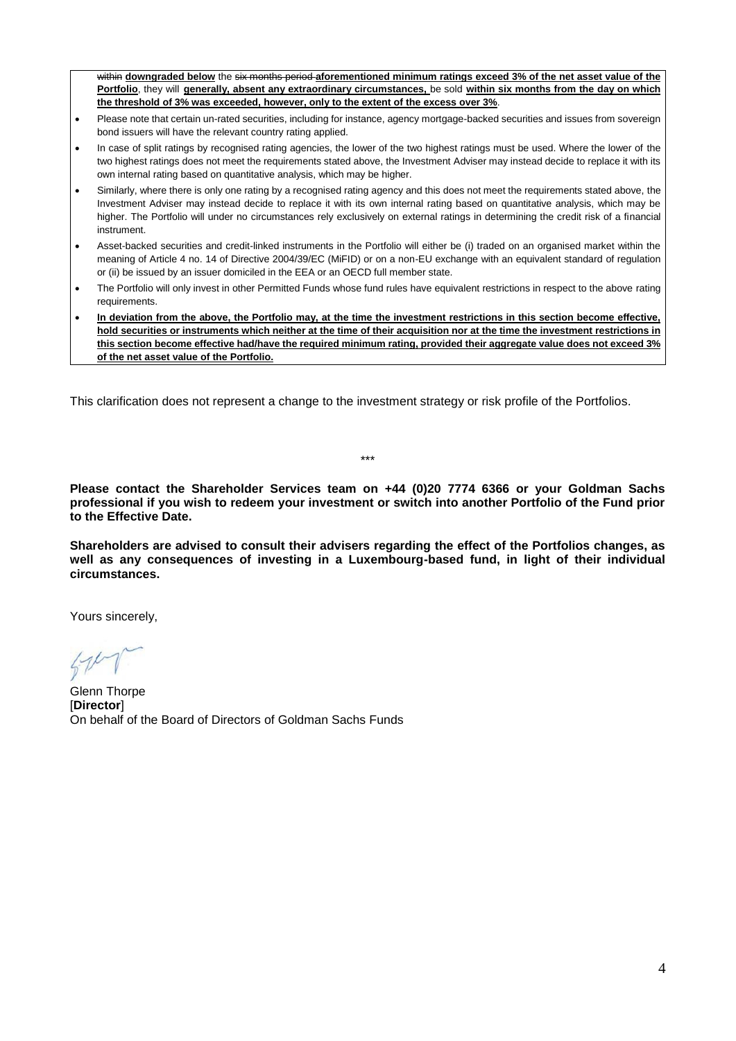~~within~~ **downgraded below** the ~~six months period~~ **aforementioned minimum ratings exceed 3% of the net asset value of the Portfolio**, they will **generally, absent any extraordinary circumstances,** be sold **within six months from the day on which the threshold of 3% was exceeded, however, only to the extent of the excess over 3%**.

- Please note that certain un-rated securities, including for instance, agency mortgage-backed securities and issues from sovereign bond issuers will have the relevant country rating applied.
- In case of split ratings by recognised rating agencies, the lower of the two highest ratings must be used. Where the lower of the two highest ratings does not meet the requirements stated above, the Investment Adviser may instead decide to replace it with its own internal rating based on quantitative analysis, which may be higher.
- Similarly, where there is only one rating by a recognised rating agency and this does not meet the requirements stated above, the Investment Adviser may instead decide to replace it with its own internal rating based on quantitative analysis, which may be higher. The Portfolio will under no circumstances rely exclusively on external ratings in determining the credit risk of a financial instrument.
- Asset-backed securities and credit-linked instruments in the Portfolio will either be (i) traded on an organised market within the meaning of Article 4 no. 14 of Directive 2004/39/EC (MiFID) or on a non-EU exchange with an equivalent standard of regulation or (ii) be issued by an issuer domiciled in the EEA or an OECD full member state.
- The Portfolio will only invest in other Permitted Funds whose fund rules have equivalent restrictions in respect to the above rating requirements.
- **In deviation from the above, the Portfolio may, at the time the investment restrictions in this section become effective, hold securities or instruments which neither at the time of their acquisition nor at the time the investment restrictions in this section become effective had/have the required minimum rating, provided their aggregate value does not exceed 3% of the net asset value of the Portfolio.**

This clarification does not represent a change to the investment strategy or risk profile of the Portfolios.

\*\*\*

**Please contact the Shareholder Services team on +44 (0)20 7774 6366 or your Goldman Sachs professional if you wish to redeem your investment or switch into another Portfolio of the Fund prior to the Effective Date.**

**Shareholders are advised to consult their advisers regarding the effect of the Portfolios changes, as well as any consequences of investing in a Luxembourg-based fund, in light of their individual circumstances.**

Yours sincerely,

Glenn Thorpe
[**Director**]
On behalf of the Board of Directors of Goldman Sachs Funds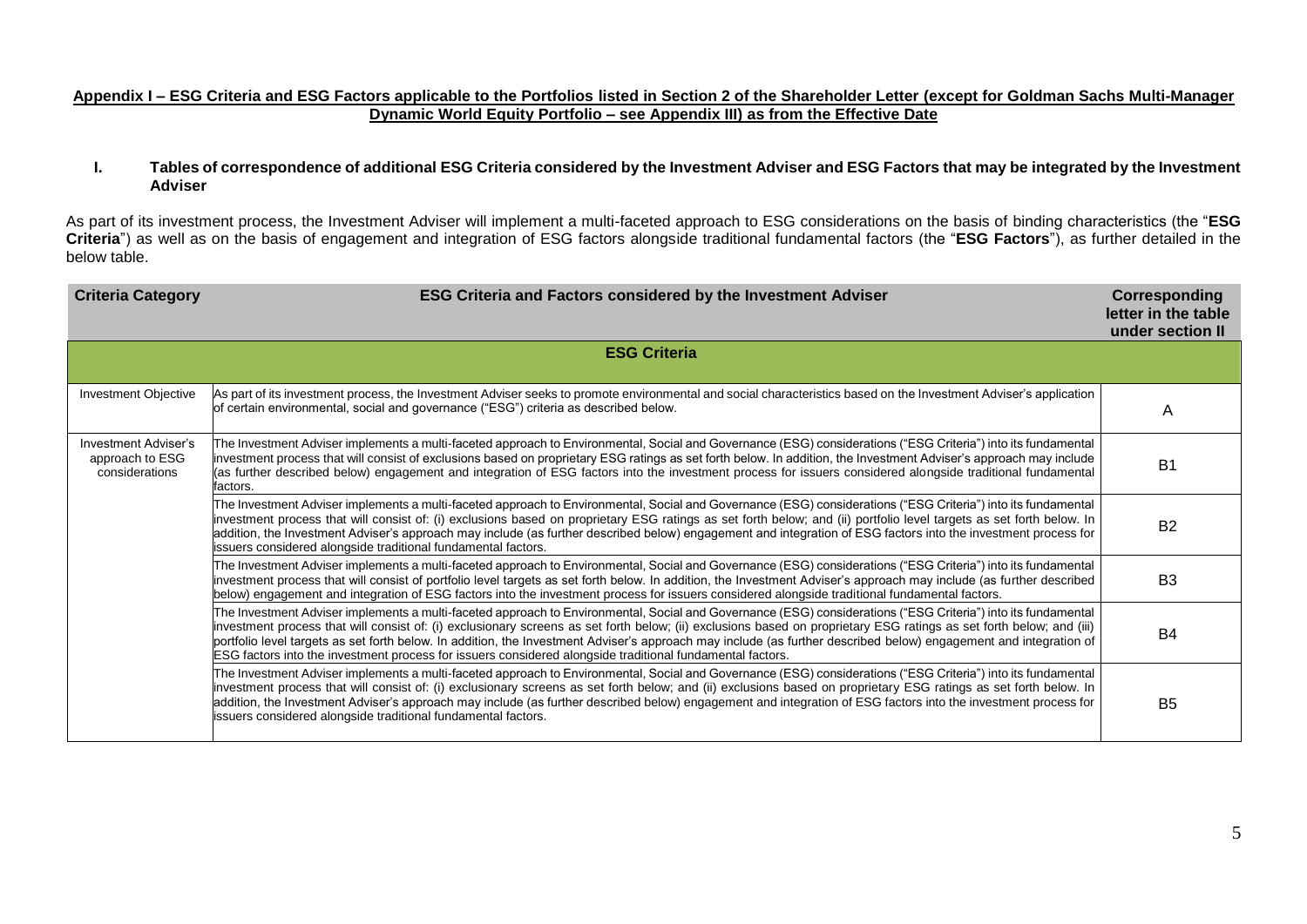**Appendix I – ESG Criteria and ESG Factors applicable to the Portfolios listed in Section 2 of the Shareholder Letter (except for Goldman Sachs Multi-Manager Dynamic World Equity Portfolio – see Appendix III) as from the Effective Date**

**I. Tables of correspondence of additional ESG Criteria considered by the Investment Adviser and ESG Factors that may be integrated by the Investment Adviser**

As part of its investment process, the Investment Adviser will implement a multi-faceted approach to ESG considerations on the basis of binding characteristics (the "**ESG Criteria**") as well as on the basis of engagement and integration of ESG factors alongside traditional fundamental factors (the "**ESG Factors**"), as further detailed in the below table.

| Criteria Category | ESG Criteria and Factors considered by the Investment Adviser | Corresponding letter in the table under section II |
|---|---|---|
| | **ESG Criteria** | |
| Investment Objective | As part of its investment process, the Investment Adviser seeks to promote environmental and social characteristics based on the Investment Adviser's application of certain environmental, social and governance ("ESG") criteria as described below. | A |
| Investment Adviser's approach to ESG considerations | The Investment Adviser implements a multi-faceted approach to Environmental, Social and Governance (ESG) considerations ("ESG Criteria") into its fundamental investment process that will consist of exclusions based on proprietary ESG ratings as set forth below. In addition, the Investment Adviser's approach may include (as further described below) engagement and integration of ESG factors into the investment process for issuers considered alongside traditional fundamental factors. | B1 |
| | The Investment Adviser implements a multi-faceted approach to Environmental, Social and Governance (ESG) considerations ("ESG Criteria") into its fundamental investment process that will consist of: (i) exclusions based on proprietary ESG ratings as set forth below; and (ii) portfolio level targets as set forth below. In addition, the Investment Adviser's approach may include (as further described below) engagement and integration of ESG factors into the investment process for issuers considered alongside traditional fundamental factors. | B2 |
| | The Investment Adviser implements a multi-faceted approach to Environmental, Social and Governance (ESG) considerations ("ESG Criteria") into its fundamental investment process that will consist of portfolio level targets as set forth below. In addition, the Investment Adviser's approach may include (as further described below) engagement and integration of ESG factors into the investment process for issuers considered alongside traditional fundamental factors. | B3 |
| | The Investment Adviser implements a multi-faceted approach to Environmental, Social and Governance (ESG) considerations ("ESG Criteria") into its fundamental investment process that will consist of: (i) exclusionary screens as set forth below; (ii) exclusions based on proprietary ESG ratings as set forth below; and (iii) portfolio level targets as set forth below. In addition, the Investment Adviser's approach may include (as further described below) engagement and integration of ESG factors into the investment process for issuers considered alongside traditional fundamental factors. | B4 |
| | The Investment Adviser implements a multi-faceted approach to Environmental, Social and Governance (ESG) considerations ("ESG Criteria") into its fundamental investment process that will consist of: (i) exclusionary screens as set forth below; and (ii) exclusions based on proprietary ESG ratings as set forth below. In addition, the Investment Adviser's approach may include (as further described below) engagement and integration of ESG factors into the investment process for issuers considered alongside traditional fundamental factors. | B5 |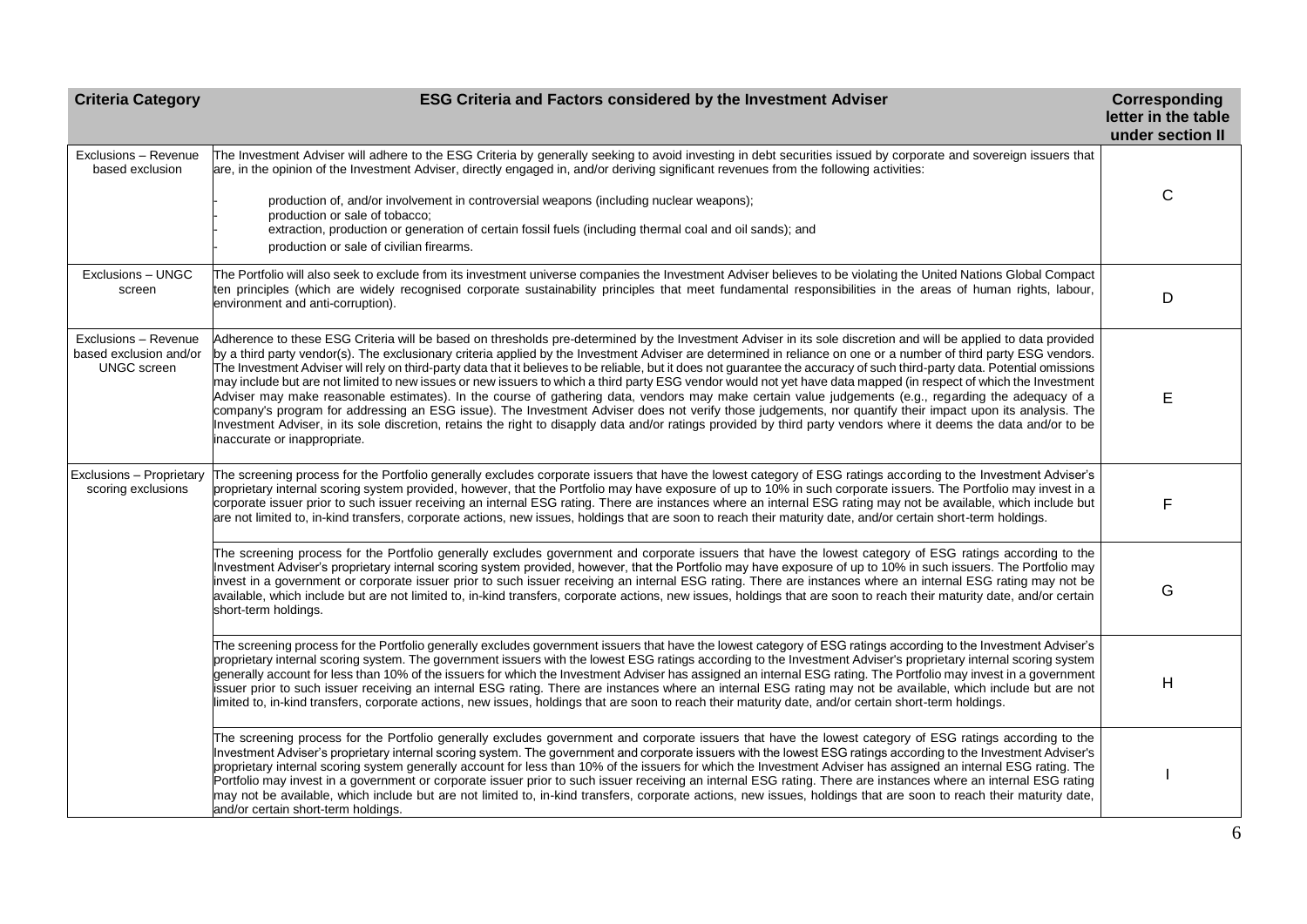| Criteria Category | ESG Criteria and Factors considered by the Investment Adviser | Corresponding letter in the table under section II |
|---|---|---|
| Exclusions – Revenue based exclusion | The Investment Adviser will adhere to the ESG Criteria by generally seeking to avoid investing in debt securities issued by corporate and sovereign issuers that are, in the opinion of the Investment Adviser, directly engaged in, and/or deriving significant revenues from the following activities:<br><br>- production of, and/or involvement in controversial weapons (including nuclear weapons);<br>- production or sale of tobacco;<br>- extraction, production or generation of certain fossil fuels (including thermal coal and oil sands); and<br>- production or sale of civilian firearms. | C |
| Exclusions – UNGC screen | The Portfolio will also seek to exclude from its investment universe companies the Investment Adviser believes to be violating the United Nations Global Compact ten principles (which are widely recognised corporate sustainability principles that meet fundamental responsibilities in the areas of human rights, labour, environment and anti-corruption). | D |
| Exclusions – Revenue based exclusion and/or UNGC screen | Adherence to these ESG Criteria will be based on thresholds pre-determined by the Investment Adviser in its sole discretion and will be applied to data provided by a third party vendor(s). The exclusionary criteria applied by the Investment Adviser are determined in reliance on one or a number of third party ESG vendors. The Investment Adviser will rely on third-party data that it believes to be reliable, but it does not guarantee the accuracy of such third-party data. Potential omissions may include but are not limited to new issues or new issuers to which a third party ESG vendor would not yet have data mapped (in respect of which the Investment Adviser may make reasonable estimates). In the course of gathering data, vendors may make certain value judgements (e.g., regarding the adequacy of a company's program for addressing an ESG issue). The Investment Adviser does not verify those judgements, nor quantify their impact upon its analysis. The Investment Adviser, in its sole discretion, retains the right to disapply data and/or ratings provided by third party vendors where it deems the data and/or to be inaccurate or inappropriate. | E |
| Exclusions – Proprietary scoring exclusions | The screening process for the Portfolio generally excludes corporate issuers that have the lowest category of ESG ratings according to the Investment Adviser's proprietary internal scoring system provided, however, that the Portfolio may have exposure of up to 10% in such corporate issuers. The Portfolio may invest in a corporate issuer prior to such issuer receiving an internal ESG rating. There are instances where an internal ESG rating may not be available, which include but are not limited to, in-kind transfers, corporate actions, new issues, holdings that are soon to reach their maturity date, and/or certain short-term holdings. | F |
| | The screening process for the Portfolio generally excludes government and corporate issuers that have the lowest category of ESG ratings according to the Investment Adviser's proprietary internal scoring system provided, however, that the Portfolio may have exposure of up to 10% in such issuers. The Portfolio may invest in a government or corporate issuer prior to such issuer receiving an internal ESG rating. There are instances where an internal ESG rating may not be available, which include but are not limited to, in-kind transfers, corporate actions, new issues, holdings that are soon to reach their maturity date, and/or certain short-term holdings. | G |
| | The screening process for the Portfolio generally excludes government issuers that have the lowest category of ESG ratings according to the Investment Adviser's proprietary internal scoring system. The government issuers with the lowest ESG ratings according to the Investment Adviser's proprietary internal scoring system generally account for less than 10% of the issuers for which the Investment Adviser has assigned an internal ESG rating. The Portfolio may invest in a government issuer prior to such issuer receiving an internal ESG rating. There are instances where an internal ESG rating may not be available, which include but are not limited to, in-kind transfers, corporate actions, new issues, holdings that are soon to reach their maturity date, and/or certain short-term holdings. | H |
| | The screening process for the Portfolio generally excludes government and corporate issuers that have the lowest category of ESG ratings according to the Investment Adviser's proprietary internal scoring system. The government and corporate issuers with the lowest ESG ratings according to the Investment Adviser's proprietary internal scoring system generally account for less than 10% of the issuers for which the Investment Adviser has assigned an internal ESG rating. The Portfolio may invest in a government or corporate issuer prior to such issuer receiving an internal ESG rating. There are instances where an internal ESG rating may not be available, which include but are not limited to, in-kind transfers, corporate actions, new issues, holdings that are soon to reach their maturity date, and/or certain short-term holdings. | I |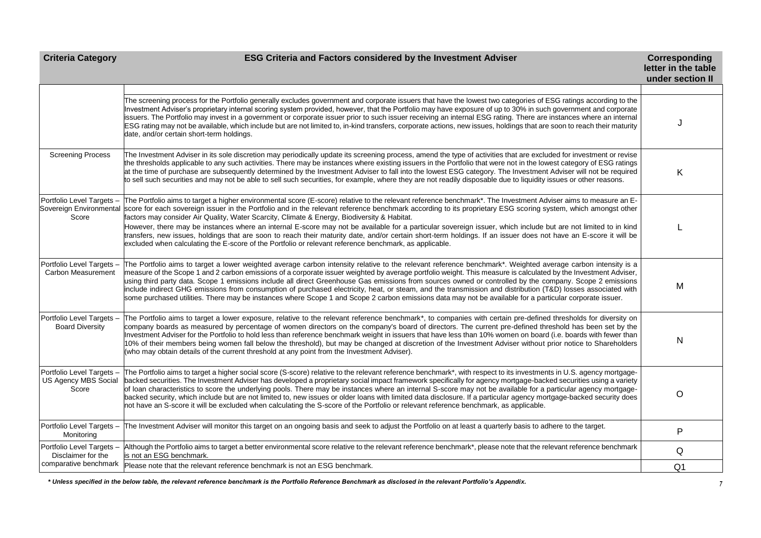| Criteria Category | ESG Criteria and Factors considered by the Investment Adviser | Corresponding letter in the table under section II |
|---|---|---|
| | | |
| | The screening process for the Portfolio generally excludes government and corporate issuers that have the lowest two categories of ESG ratings according to the Investment Adviser's proprietary internal scoring system provided, however, that the Portfolio may have exposure of up to 30% in such government and corporate issuers. The Portfolio may invest in a government or corporate issuer prior to such issuer receiving an internal ESG rating. There are instances where an internal ESG rating may not be available, which include but are not limited to, in-kind transfers, corporate actions, new issues, holdings that are soon to reach their maturity date, and/or certain short-term holdings. | J |
| Screening Process | The Investment Adviser in its sole discretion may periodically update its screening process, amend the type of activities that are excluded for investment or revise the thresholds applicable to any such activities. There may be instances where existing issuers in the Portfolio that were not in the lowest category of ESG ratings at the time of purchase are subsequently determined by the Investment Adviser to fall into the lowest ESG category. The Investment Adviser will not be required to sell such securities and may not be able to sell such securities, for example, where they are not readily disposable due to liquidity issues or other reasons. | K |
| Portfolio Level Targets – Sovereign Environmental Score | The Portfolio aims to target a higher environmental score (E-score) relative to the relevant reference benchmark*. The Investment Adviser aims to measure an E-score for each sovereign issuer in the Portfolio and in the relevant reference benchmark according to its proprietary ESG scoring system, which amongst other factors may consider Air Quality, Water Scarcity, Climate & Energy, Biodiversity & Habitat.<br>However, there may be instances where an internal E-score may not be available for a particular sovereign issuer, which include but are not limited to in kind transfers, new issues, holdings that are soon to reach their maturity date, and/or certain short-term holdings. If an issuer does not have an E-score it will be excluded when calculating the E-score of the Portfolio or relevant reference benchmark, as applicable. | L |
| Portfolio Level Targets – Carbon Measurement | The Portfolio aims to target a lower weighted average carbon intensity relative to the relevant reference benchmark*. Weighted average carbon intensity is a measure of the Scope 1 and 2 carbon emissions of a corporate issuer weighted by average portfolio weight. This measure is calculated by the Investment Adviser, using third party data. Scope 1 emissions include all direct Greenhouse Gas emissions from sources owned or controlled by the company. Scope 2 emissions include indirect GHG emissions from consumption of purchased electricity, heat, or steam, and the transmission and distribution (T&D) losses associated with some purchased utilities. There may be instances where Scope 1 and Scope 2 carbon emissions data may not be available for a particular corporate issuer. | M |
| Portfolio Level Targets – Board Diversity | The Portfolio aims to target a lower exposure, relative to the relevant reference benchmark*, to companies with certain pre-defined thresholds for diversity on company boards as measured by percentage of women directors on the company's board of directors. The current pre-defined threshold has been set by the Investment Adviser for the Portfolio to hold less than reference benchmark weight in issuers that have less than 10% women on board (i.e. boards with fewer than 10% of their members being women fall below the threshold), but may be changed at discretion of the Investment Adviser without prior notice to Shareholders (who may obtain details of the current threshold at any point from the Investment Adviser). | N |
| Portfolio Level Targets – US Agency MBS Social Score | The Portfolio aims to target a higher social score (S-score) relative to the relevant reference benchmark*, with respect to its investments in U.S. agency mortgage-backed securities. The Investment Adviser has developed a proprietary social impact framework specifically for agency mortgage-backed securities using a variety of loan characteristics to score the underlying pools. There may be instances where an internal S-score may not be available for a particular agency mortgage-backed security, which include but are not limited to, new issues or older loans with limited data disclosure. If a particular agency mortgage-backed security does not have an S-score it will be excluded when calculating the S-score of the Portfolio or relevant reference benchmark, as applicable. | O |
| Portfolio Level Targets – Monitoring | The Investment Adviser will monitor this target on an ongoing basis and seek to adjust the Portfolio on at least a quarterly basis to adhere to the target. | P |
| Portfolio Level Targets – Disclaimer for the comparative benchmark | Although the Portfolio aims to target a better environmental score relative to the relevant reference benchmark*, please note that the relevant reference benchmark is not an ESG benchmark. | Q |
| | Please note that the relevant reference benchmark is not an ESG benchmark. | Q1 |

***Unless specified in the below table, the relevant reference benchmark is the Portfolio Reference Benchmark as disclosed in the relevant Portfolio's Appendix.***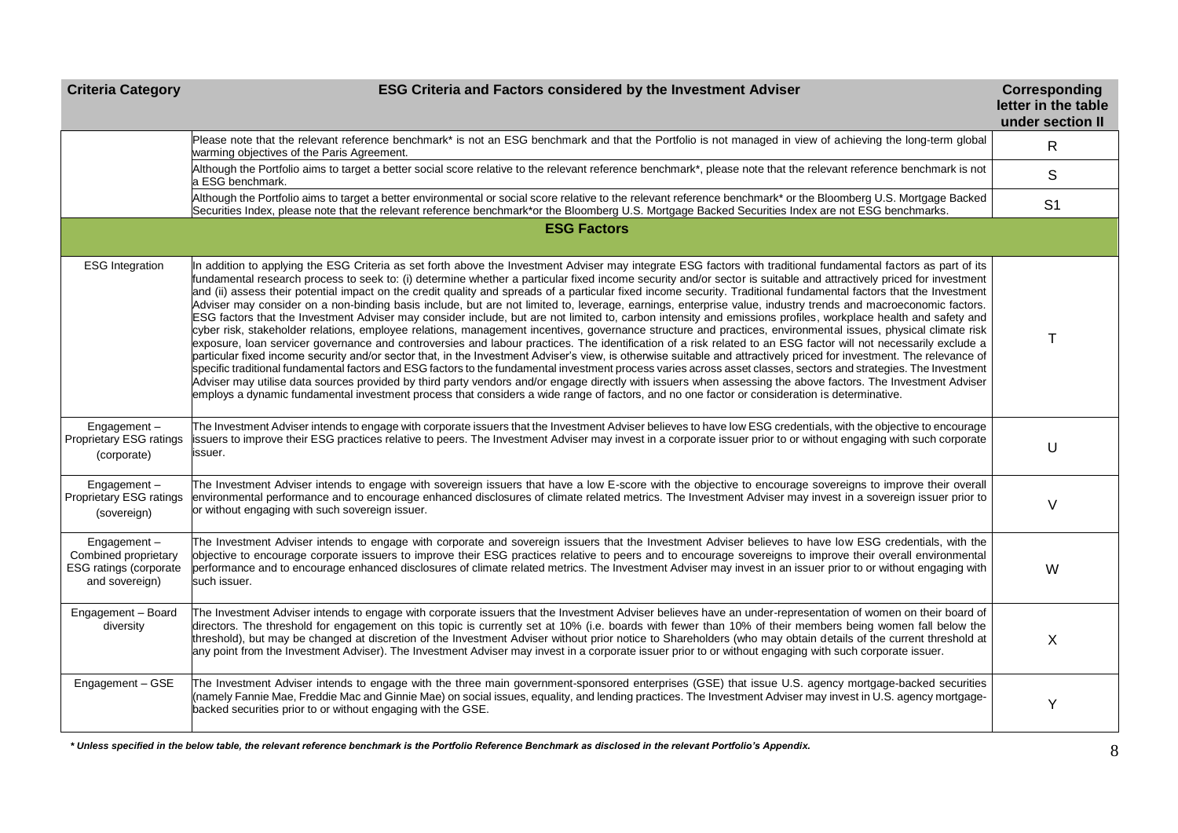| Criteria Category | ESG Criteria and Factors considered by the Investment Adviser | Corresponding letter in the table under section II |
|---|---|---|
| | Please note that the relevant reference benchmark* is not an ESG benchmark and that the Portfolio is not managed in view of achieving the long-term global warming objectives of the Paris Agreement. | R |
| | Although the Portfolio aims to target a better social score relative to the relevant reference benchmark*, please note that the relevant reference benchmark is not a ESG benchmark. | S |
| | Although the Portfolio aims to target a better environmental or social score relative to the relevant reference benchmark* or the Bloomberg U.S. Mortgage Backed Securities Index, please note that the relevant reference benchmark*or the Bloomberg U.S. Mortgage Backed Securities Index are not ESG benchmarks. | S1 |
| | **ESG Factors** | |
| ESG Integration | In addition to applying the ESG Criteria as set forth above the Investment Adviser may integrate ESG factors with traditional fundamental factors as part of its fundamental research process to seek to: (i) determine whether a particular fixed income security and/or sector is suitable and attractively priced for investment and (ii) assess their potential impact on the credit quality and spreads of a particular fixed income security. Traditional fundamental factors that the Investment Adviser may consider on a non-binding basis include, but are not limited to, leverage, earnings, enterprise value, industry trends and macroeconomic factors. ESG factors that the Investment Adviser may consider include, but are not limited to, carbon intensity and emissions profiles, workplace health and safety and cyber risk, stakeholder relations, employee relations, management incentives, governance structure and practices, environmental issues, physical climate risk exposure, loan servicer governance and controversies and labour practices. The identification of a risk related to an ESG factor will not necessarily exclude a particular fixed income security and/or sector that, in the Investment Adviser's view, is otherwise suitable and attractively priced for investment. The relevance of specific traditional fundamental factors and ESG factors to the fundamental investment process varies across asset classes, sectors and strategies. The Investment Adviser may utilise data sources provided by third party vendors and/or engage directly with issuers when assessing the above factors. The Investment Adviser employs a dynamic fundamental investment process that considers a wide range of factors, and no one factor or consideration is determinative. | T |
| Engagement – Proprietary ESG ratings (corporate) | The Investment Adviser intends to engage with corporate issuers that the Investment Adviser believes to have low ESG credentials, with the objective to encourage issuers to improve their ESG practices relative to peers. The Investment Adviser may invest in a corporate issuer prior to or without engaging with such corporate issuer. | U |
| Engagement – Proprietary ESG ratings (sovereign) | The Investment Adviser intends to engage with sovereign issuers that have a low E-score with the objective to encourage sovereigns to improve their overall environmental performance and to encourage enhanced disclosures of climate related metrics. The Investment Adviser may invest in a sovereign issuer prior to or without engaging with such sovereign issuer. | V |
| Engagement – Combined proprietary ESG ratings (corporate and sovereign) | The Investment Adviser intends to engage with corporate and sovereign issuers that the Investment Adviser believes to have low ESG credentials, with the objective to encourage corporate issuers to improve their ESG practices relative to peers and to encourage sovereigns to improve their overall environmental performance and to encourage enhanced disclosures of climate related metrics. The Investment Adviser may invest in an issuer prior to or without engaging with such issuer. | W |
| Engagement – Board diversity | The Investment Adviser intends to engage with corporate issuers that the Investment Adviser believes have an under-representation of women on their board of directors. The threshold for engagement on this topic is currently set at 10% (i.e. boards with fewer than 10% of their members being women fall below the threshold), but may be changed at discretion of the Investment Adviser without prior notice to Shareholders (who may obtain details of the current threshold at any point from the Investment Adviser). The Investment Adviser may invest in a corporate issuer prior to or without engaging with such corporate issuer. | X |
| Engagement – GSE | The Investment Adviser intends to engage with the three main government-sponsored enterprises (GSE) that issue U.S. agency mortgage-backed securities (namely Fannie Mae, Freddie Mac and Ginnie Mae) on social issues, equality, and lending practices. The Investment Adviser may invest in U.S. agency mortgage-backed securities prior to or without engaging with the GSE. | Y |

*\* Unless specified in the below table, the relevant reference benchmark is the Portfolio Reference Benchmark as disclosed in the relevant Portfolio's Appendix.*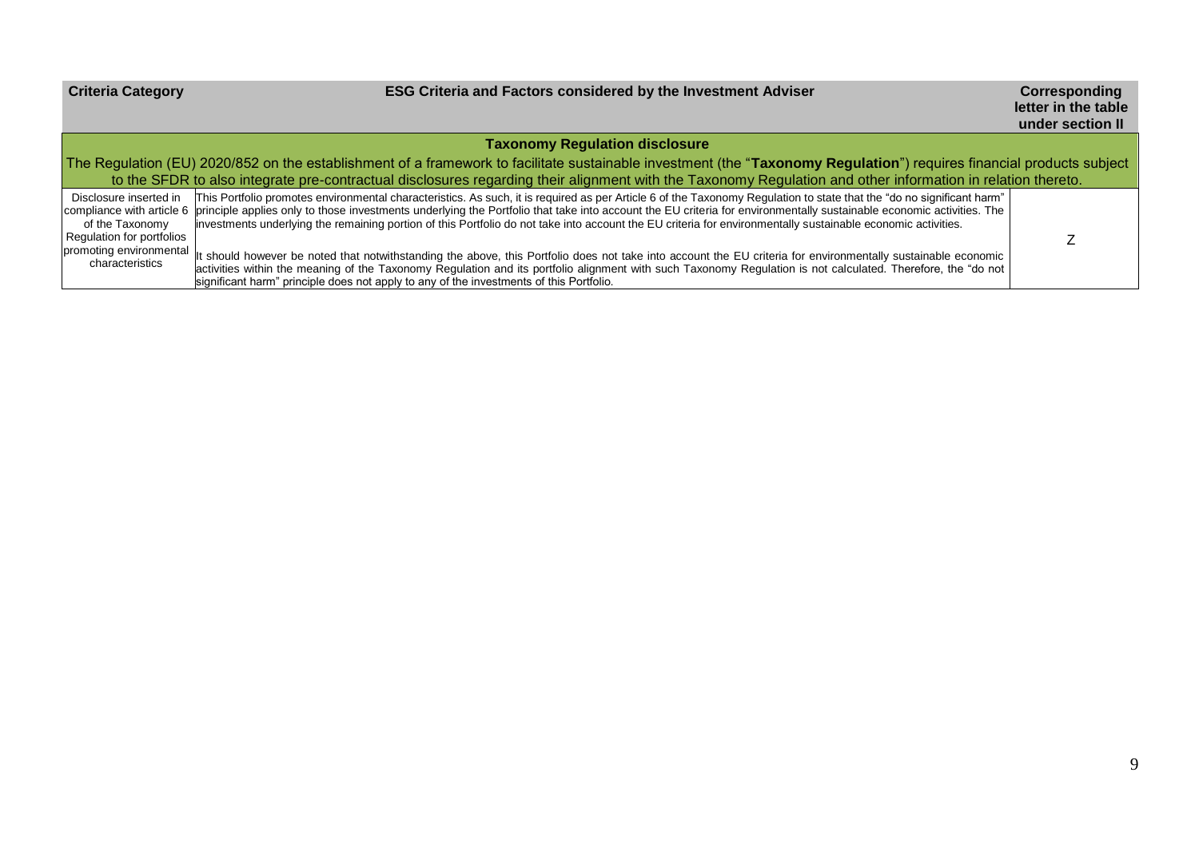| Criteria Category | ESG Criteria and Factors considered by the Investment Adviser | Corresponding letter in the table under section II |
|---|---|---|
| **Taxonomy Regulation disclosure** | | |
| The Regulation (EU) 2020/852 on the establishment of a framework to facilitate sustainable investment (the "**Taxonomy Regulation**") requires financial products subject to the SFDR to also integrate pre-contractual disclosures regarding their alignment with the Taxonomy Regulation and other information in relation thereto. | | |
| Disclosure inserted in compliance with article 6 of the Taxonomy Regulation for portfolios promoting environmental characteristics | This Portfolio promotes environmental characteristics. As such, it is required as per Article 6 of the Taxonomy Regulation to state that the "do no significant harm" principle applies only to those investments underlying the Portfolio that take into account the EU criteria for environmentally sustainable economic activities. The investments underlying the remaining portion of this Portfolio do not take into account the EU criteria for environmentally sustainable economic activities.<br><br>It should however be noted that notwithstanding the above, this Portfolio does not take into account the EU criteria for environmentally sustainable economic activities within the meaning of the Taxonomy Regulation and its portfolio alignment with such Taxonomy Regulation is not calculated. Therefore, the "do not significant harm" principle does not apply to any of the investments of this Portfolio. | Z |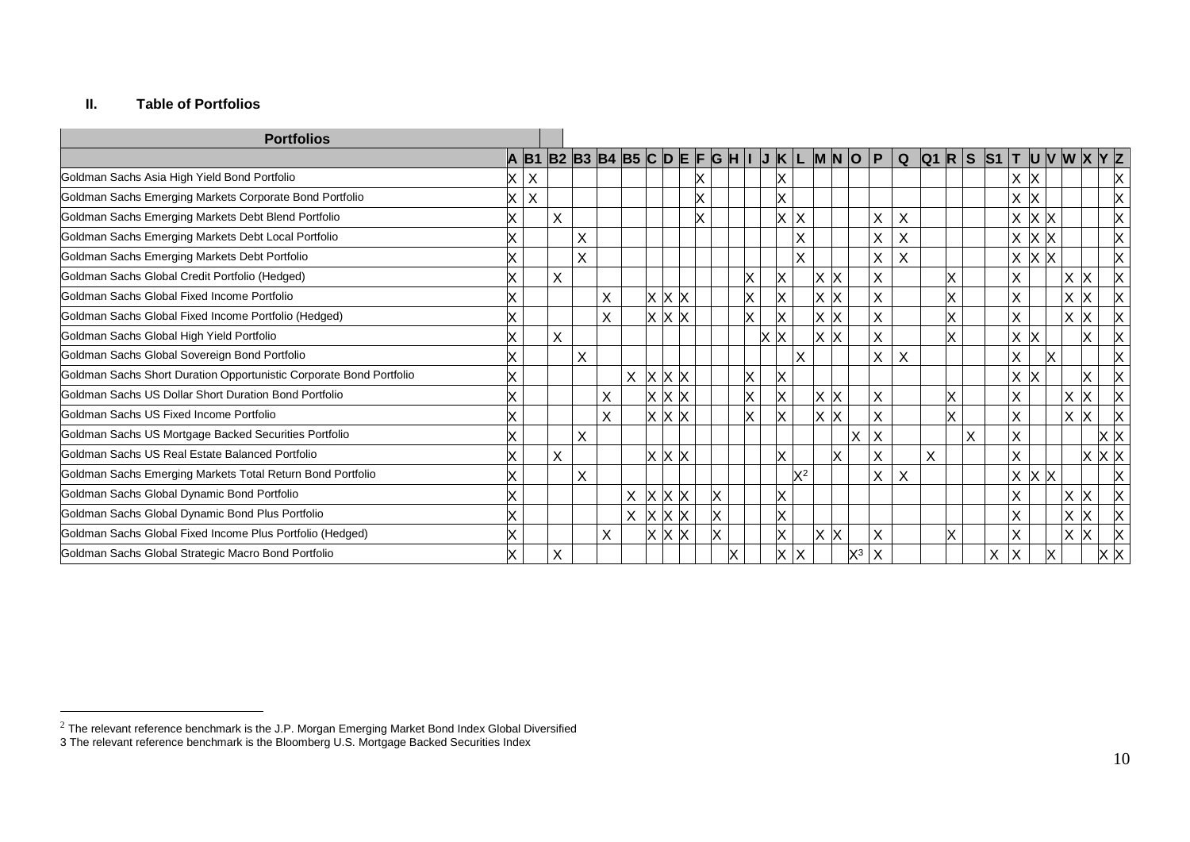## II. Table of Portfolios

| Portfolios | A | B1 | B2 | B3 | B4 | B5 | C | D | E | F | G | H | I | J | K | L | M | N | O | P | Q | Q1 | R | S | S1 | T | U | V | W | X | Y | Z |
|---|---|---|---|---|---|---|---|---|---|---|---|---|---|---|---|---|---|---|---|---|---|---|---|---|---|---|---|---|---|---|---|---|
| Goldman Sachs Asia High Yield Bond Portfolio | X | X | | | | | | | | X | | | | | X | | | | | | | | | | | X | X | | | | | X |
| Goldman Sachs Emerging Markets Corporate Bond Portfolio | X | X | | | | | | | | X | | | | | X | | | | | | | | | | | X | X | | | | | X |
| Goldman Sachs Emerging Markets Debt Blend Portfolio | X | | X | | | | | | | X | | | | | X | X | | | | X | X | | | | | X | X | X | | | | X |
| Goldman Sachs Emerging Markets Debt Local Portfolio | X | | | X | | | | | | | | | | | | X | | | | X | X | | | | | X | X | X | | | | X |
| Goldman Sachs Emerging Markets Debt Portfolio | X | | | X | | | | | | | | | | | | X | | | | X | X | | | | | X | X | X | | | | X |
| Goldman Sachs Global Credit Portfolio (Hedged) | X | | X | | | | | | | | | | X | | X | | X | X | | X | | | X | | | X | | | X | X | | X |
| Goldman Sachs Global Fixed Income Portfolio | X | | | | X | | X | X | X | | | | X | | X | | X | X | | X | | | X | | | X | | | X | X | | X |
| Goldman Sachs Global Fixed Income Portfolio (Hedged) | X | | | | X | | X | X | X | | | | X | | X | | X | X | | X | | | X | | | X | | | X | X | | X |
| Goldman Sachs Global High Yield Portfolio | X | | X | | | | | | | | | | | X | X | | X | X | | X | | | X | | | X | X | | | X | | X |
| Goldman Sachs Global Sovereign Bond Portfolio | X | | | X | | | | | | | | | | | | X | | | | X | X | | | | | X | | X | | | | X |
| Goldman Sachs Short Duration Opportunistic Corporate Bond Portfolio | X | | | | | X | X | X | X | | | | X | | X | | | | | | | | | | | X | X | | | X | | X |
| Goldman Sachs US Dollar Short Duration Bond Portfolio | X | | | | X | | X | X | X | | | | X | | X | | X | X | | X | | | X | | | X | | | X | X | | X |
| Goldman Sachs US Fixed Income Portfolio | X | | | | X | | X | X | X | | | | X | | X | | X | X | | X | | | X | | | X | | | X | X | | X |
| Goldman Sachs US Mortgage Backed Securities Portfolio | X | | | X | | | | | | | | | | | | | | | X | X | | | | X | | X | | | | | X | X |
| Goldman Sachs US Real Estate Balanced Portfolio | X | | X | | | | X | X | X | | | | | | X | | | X | | X | | X | | | | X | | | | X | X | X |
| Goldman Sachs Emerging Markets Total Return Bond Portfolio | X | | | X | | | | | | | | | | | | X[2] | | | | X | X | | | | | X | X | X | | | | X |
| Goldman Sachs Global Dynamic Bond Portfolio | X | | | | | X | X | X | X | | X | | | | X | | | | | | | | | | | X | | | X | X | | X |
| Goldman Sachs Global Dynamic Bond Plus Portfolio | X | | | | | X | X | X | X | | X | | | | X | | | | | | | | | | | X | | | X | X | | X |
| Goldman Sachs Global Fixed Income Plus Portfolio (Hedged) | X | | | | X | | X | X | X | | X | | | | X | | X | X | | X | | | X | | | X | | | X | X | | X |
| Goldman Sachs Global Strategic Macro Bond Portfolio | X | | X | | | | | | | | | X | | | X | X | | | X[3] | X | | | | | X | X | | X | | | X | X |

[2] The relevant reference benchmark is the J.P. Morgan Emerging Market Bond Index Global Diversified

3 The relevant reference benchmark is the Bloomberg U.S. Mortgage Backed Securities Index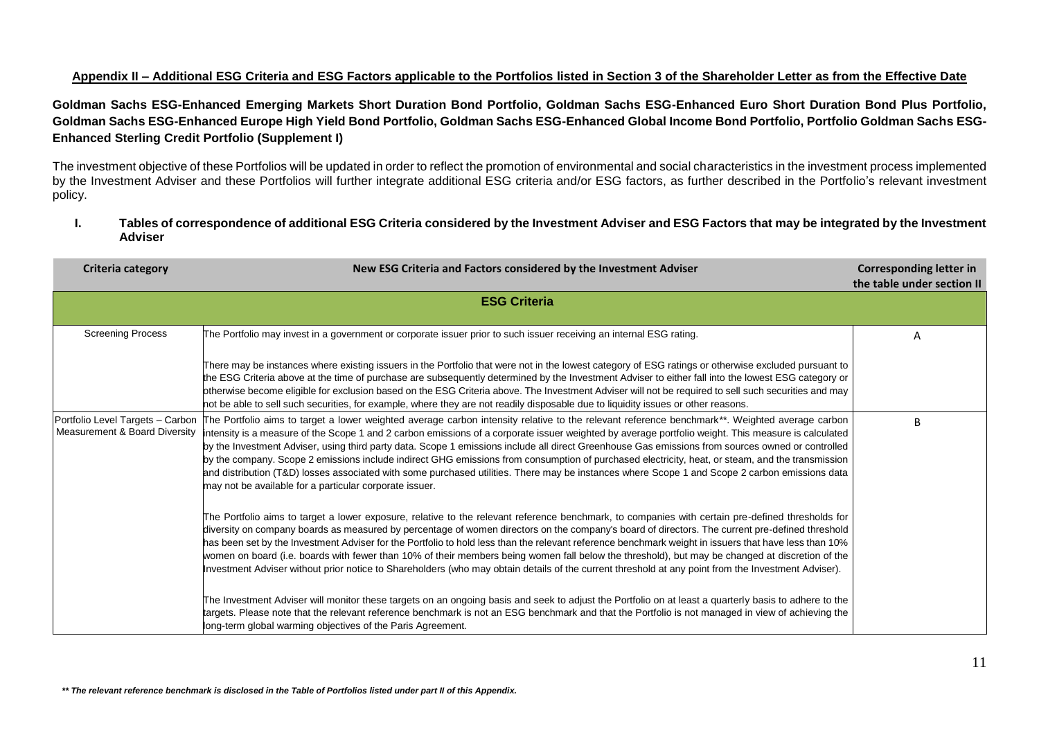## Appendix II – Additional ESG Criteria and ESG Factors applicable to the Portfolios listed in Section 3 of the Shareholder Letter as from the Effective Date

**Goldman Sachs ESG-Enhanced Emerging Markets Short Duration Bond Portfolio, Goldman Sachs ESG-Enhanced Euro Short Duration Bond Plus Portfolio, Goldman Sachs ESG-Enhanced Europe High Yield Bond Portfolio, Goldman Sachs ESG-Enhanced Global Income Bond Portfolio, Portfolio Goldman Sachs ESG-Enhanced Sterling Credit Portfolio (Supplement I)**

The investment objective of these Portfolios will be updated in order to reflect the promotion of environmental and social characteristics in the investment process implemented by the Investment Adviser and these Portfolios will further integrate additional ESG criteria and/or ESG factors, as further described in the Portfolio's relevant investment policy.

### I. Tables of correspondence of additional ESG Criteria considered by the Investment Adviser and ESG Factors that may be integrated by the Investment Adviser

| Criteria category | New ESG Criteria and Factors considered by the Investment Adviser | Corresponding letter in the table under section II |
|---|---|---|
| **ESG Criteria** | | |
| Screening Process | The Portfolio may invest in a government or corporate issuer prior to such issuer receiving an internal ESG rating.<br><br>There may be instances where existing issuers in the Portfolio that were not in the lowest category of ESG ratings or otherwise excluded pursuant to the ESG Criteria above at the time of purchase are subsequently determined by the Investment Adviser to either fall into the lowest ESG category or otherwise become eligible for exclusion based on the ESG Criteria above. The Investment Adviser will not be required to sell such securities and may not be able to sell such securities, for example, where they are not readily disposable due to liquidity issues or other reasons. | A |
| Portfolio Level Targets – Carbon Measurement & Board Diversity | The Portfolio aims to target a lower weighted average carbon intensity relative to the relevant reference benchmark**. Weighted average carbon intensity is a measure of the Scope 1 and 2 carbon emissions of a corporate issuer weighted by average portfolio weight. This measure is calculated by the Investment Adviser, using third party data. Scope 1 emissions include all direct Greenhouse Gas emissions from sources owned or controlled by the company. Scope 2 emissions include indirect GHG emissions from consumption of purchased electricity, heat, or steam, and the transmission and distribution (T&D) losses associated with some purchased utilities. There may be instances where Scope 1 and Scope 2 carbon emissions data may not be available for a particular corporate issuer.<br><br>The Portfolio aims to target a lower exposure, relative to the relevant reference benchmark, to companies with certain pre-defined thresholds for diversity on company boards as measured by percentage of women directors on the company's board of directors. The current pre-defined threshold has been set by the Investment Adviser for the Portfolio to hold less than the relevant reference benchmark weight in issuers that have less than 10% women on board (i.e. boards with fewer than 10% of their members being women fall below the threshold), but may be changed at discretion of the Investment Adviser without prior notice to Shareholders (who may obtain details of the current threshold at any point from the Investment Adviser).<br><br>The Investment Adviser will monitor these targets on an ongoing basis and seek to adjust the Portfolio on at least a quarterly basis to adhere to the targets. Please note that the relevant reference benchmark is not an ESG benchmark and that the Portfolio is not managed in view of achieving the long-term global warming objectives of the Paris Agreement. | B |

***\*\* The relevant reference benchmark is disclosed in the Table of Portfolios listed under part II of this Appendix.***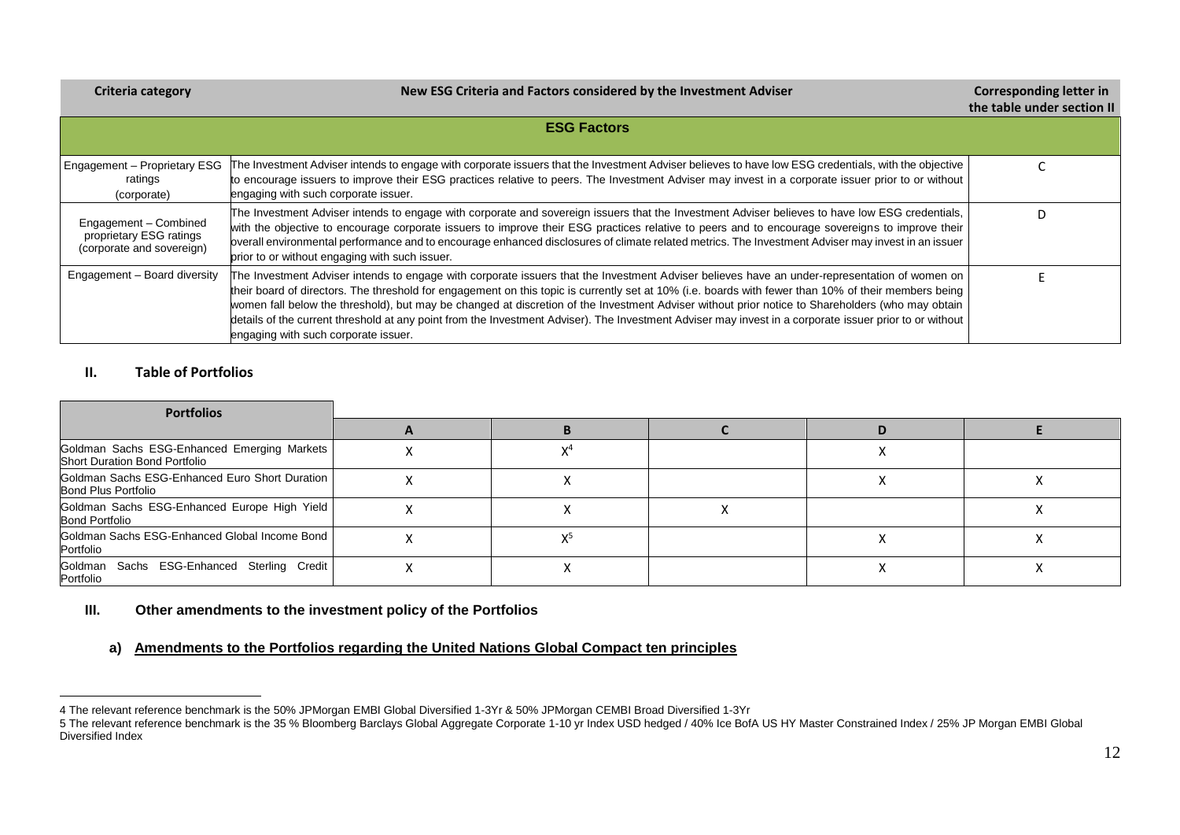| Criteria category | New ESG Criteria and Factors considered by the Investment Adviser | Corresponding letter in the table under section II |
|---|---|---|
| **ESG Factors** | | |
| Engagement – Proprietary ESG ratings (corporate) | The Investment Adviser intends to engage with corporate issuers that the Investment Adviser believes to have low ESG credentials, with the objective to encourage issuers to improve their ESG practices relative to peers. The Investment Adviser may invest in a corporate issuer prior to or without engaging with such corporate issuer. | C |
| Engagement – Combined proprietary ESG ratings (corporate and sovereign) | The Investment Adviser intends to engage with corporate and sovereign issuers that the Investment Adviser believes to have low ESG credentials, with the objective to encourage corporate issuers to improve their ESG practices relative to peers and to encourage sovereigns to improve their overall environmental performance and to encourage enhanced disclosures of climate related metrics. The Investment Adviser may invest in an issuer prior to or without engaging with such issuer. | D |
| Engagement – Board diversity | The Investment Adviser intends to engage with corporate issuers that the Investment Adviser believes have an under-representation of women on their board of directors. The threshold for engagement on this topic is currently set at 10% (i.e. boards with fewer than 10% of their members being women fall below the threshold), but may be changed at discretion of the Investment Adviser without prior notice to Shareholders (who may obtain details of the current threshold at any point from the Investment Adviser). The Investment Adviser may invest in a corporate issuer prior to or without engaging with such corporate issuer. | E |

## II. Table of Portfolios

| Portfolios | A | B | C | D | E |
|---|---|---|---|---|---|
| Goldman Sachs ESG-Enhanced Emerging Markets Short Duration Bond Portfolio | X | X[4] | | X | |
| Goldman Sachs ESG-Enhanced Euro Short Duration Bond Plus Portfolio | X | X | | X | X |
| Goldman Sachs ESG-Enhanced Europe High Yield Bond Portfolio | X | X | X | | X |
| Goldman Sachs ESG-Enhanced Global Income Bond Portfolio | X | X[5] | | X | X |
| Goldman Sachs ESG-Enhanced Sterling Credit Portfolio | X | X | | X | X |

## III. Other amendments to the investment policy of the Portfolios

### a) Amendments to the Portfolios regarding the United Nations Global Compact ten principles

---

4 The relevant reference benchmark is the 50% JPMorgan EMBI Global Diversified 1-3Yr & 50% JPMorgan CEMBI Broad Diversified 1-3Yr

5 The relevant reference benchmark is the 35 % Bloomberg Barclays Global Aggregate Corporate 1-10 yr Index USD hedged / 40% Ice BofA US HY Master Constrained Index / 25% JP Morgan EMBI Global Diversified Index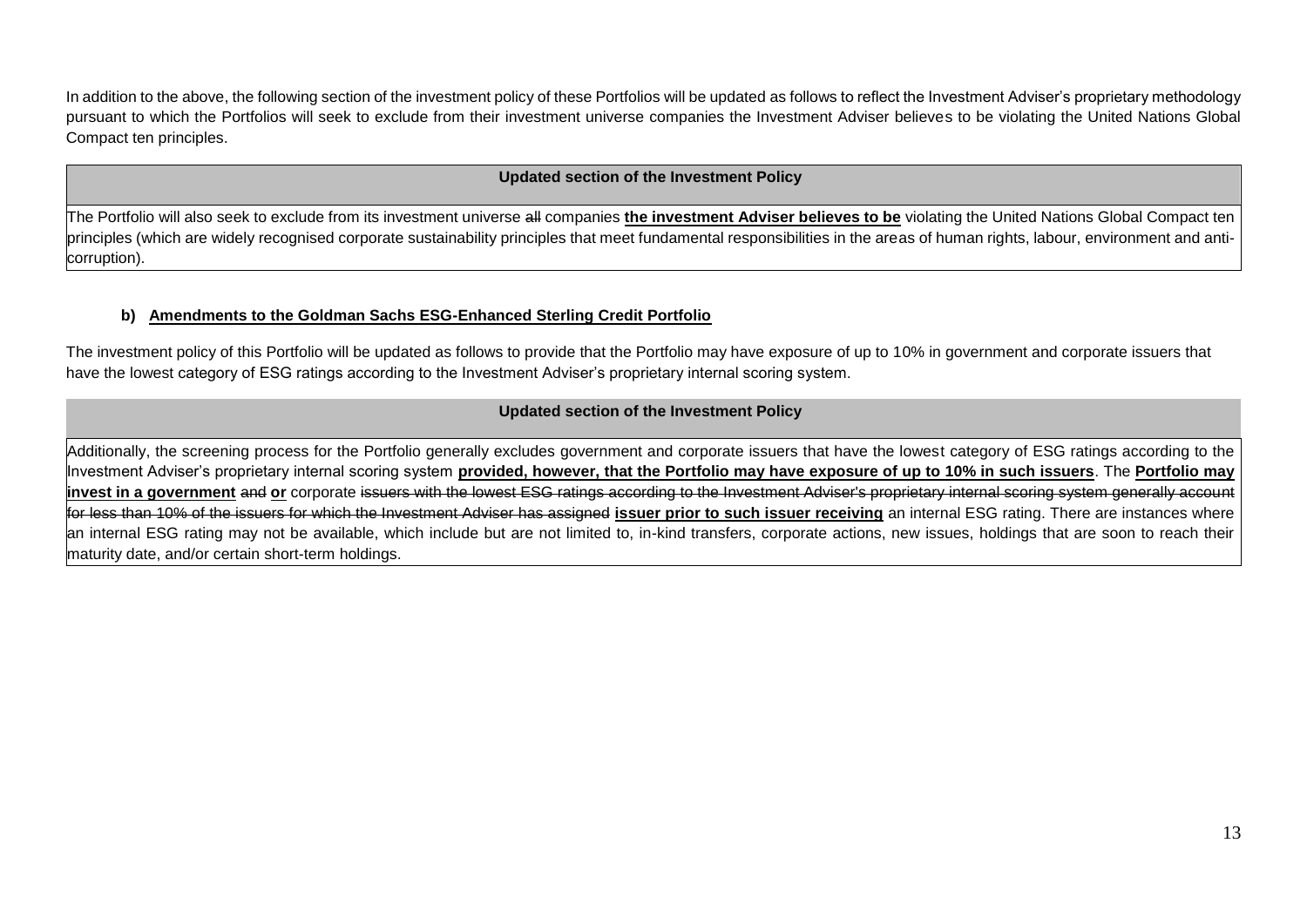In addition to the above, the following section of the investment policy of these Portfolios will be updated as follows to reflect the Investment Adviser's proprietary methodology pursuant to which the Portfolios will seek to exclude from their investment universe companies the Investment Adviser believes to be violating the United Nations Global Compact ten principles.

| Updated section of the Investment Policy |
|---|
| The Portfolio will also seek to exclude from its investment universe ~~all~~ companies **the investment Adviser believes to be** violating the United Nations Global Compact ten principles (which are widely recognised corporate sustainability principles that meet fundamental responsibilities in the areas of human rights, labour, environment and anti-corruption). |

### b) Amendments to the Goldman Sachs ESG-Enhanced Sterling Credit Portfolio

The investment policy of this Portfolio will be updated as follows to provide that the Portfolio may have exposure of up to 10% in government and corporate issuers that have the lowest category of ESG ratings according to the Investment Adviser's proprietary internal scoring system.

| Updated section of the Investment Policy |
|---|
| Additionally, the screening process for the Portfolio generally excludes government and corporate issuers that have the lowest category of ESG ratings according to the Investment Adviser's proprietary internal scoring system **provided, however, that the Portfolio may have exposure of up to 10% in such issuers**. The **Portfolio may invest in a government** ~~and~~ **or** corporate ~~issuers with the lowest ESG ratings according to the Investment Adviser's proprietary internal scoring system generally account for less than 10% of the issuers for which the Investment Adviser has assigned~~ **issuer prior to such issuer receiving** an internal ESG rating. There are instances where an internal ESG rating may not be available, which include but are not limited to, in-kind transfers, corporate actions, new issues, holdings that are soon to reach their maturity date, and/or certain short-term holdings. |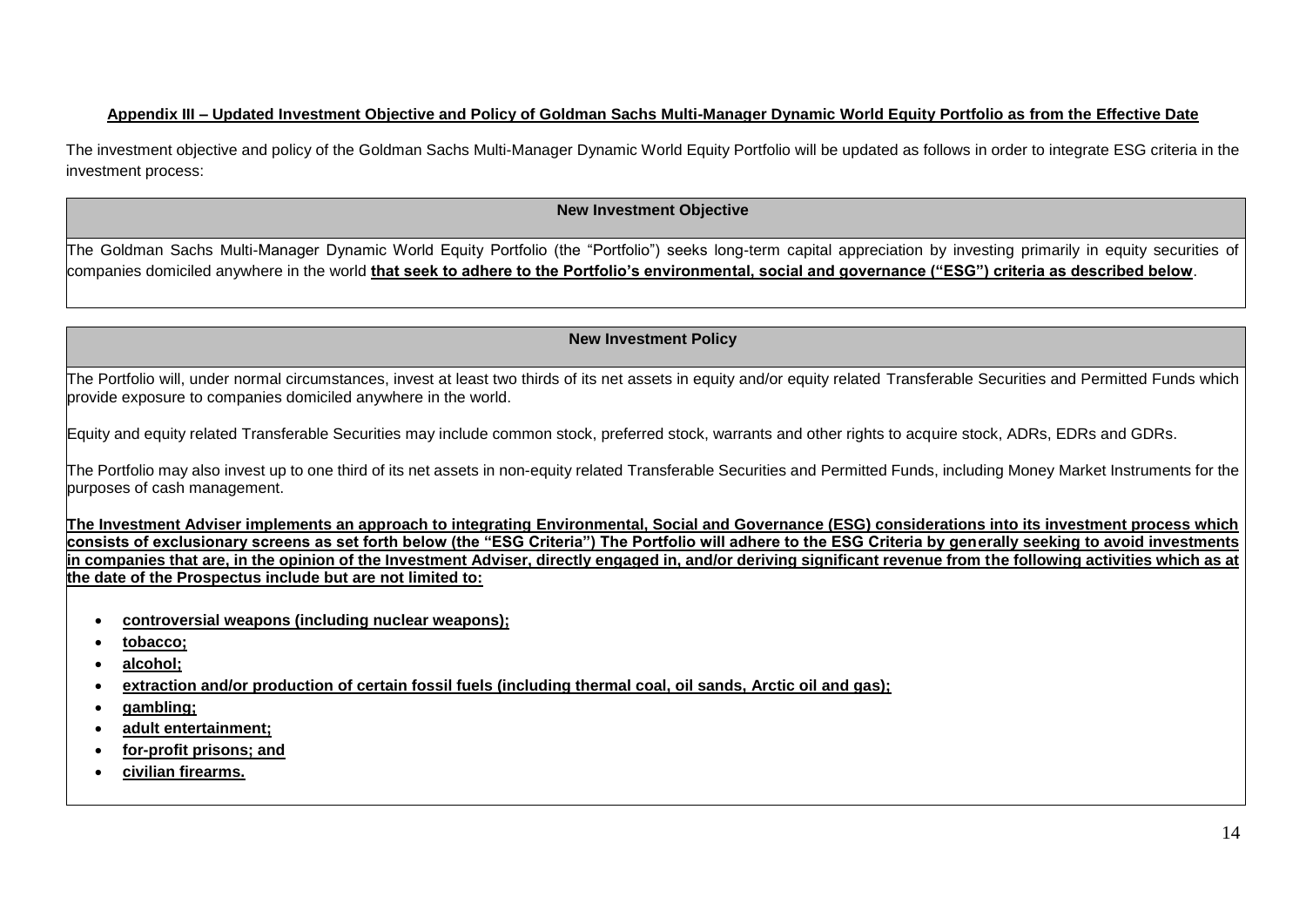**Appendix III – Updated Investment Objective and Policy of Goldman Sachs Multi-Manager Dynamic World Equity Portfolio as from the Effective Date**

The investment objective and policy of the Goldman Sachs Multi-Manager Dynamic World Equity Portfolio will be updated as follows in order to integrate ESG criteria in the investment process:

| **New Investment Objective** |
|---|
| The Goldman Sachs Multi-Manager Dynamic World Equity Portfolio (the "Portfolio") seeks long-term capital appreciation by investing primarily in equity securities of companies domiciled anywhere in the world **that seek to adhere to the Portfolio's environmental, social and governance ("ESG") criteria as described below**. |

**New Investment Policy**

The Portfolio will, under normal circumstances, invest at least two thirds of its net assets in equity and/or equity related Transferable Securities and Permitted Funds which provide exposure to companies domiciled anywhere in the world.

Equity and equity related Transferable Securities may include common stock, preferred stock, warrants and other rights to acquire stock, ADRs, EDRs and GDRs.

The Portfolio may also invest up to one third of its net assets in non-equity related Transferable Securities and Permitted Funds, including Money Market Instruments for the purposes of cash management.

**The Investment Adviser implements an approach to integrating Environmental, Social and Governance (ESG) considerations into its investment process which consists of exclusionary screens as set forth below (the "ESG Criteria") The Portfolio will adhere to the ESG Criteria by generally seeking to avoid investments in companies that are, in the opinion of the Investment Adviser, directly engaged in, and/or deriving significant revenue from the following activities which as at the date of the Prospectus include but are not limited to:**

- **controversial weapons (including nuclear weapons);**
- **tobacco;**
- **alcohol;**
- **extraction and/or production of certain fossil fuels (including thermal coal, oil sands, Arctic oil and gas);**
- **gambling;**
- **adult entertainment;**
- **for-profit prisons; and**
- **civilian firearms.**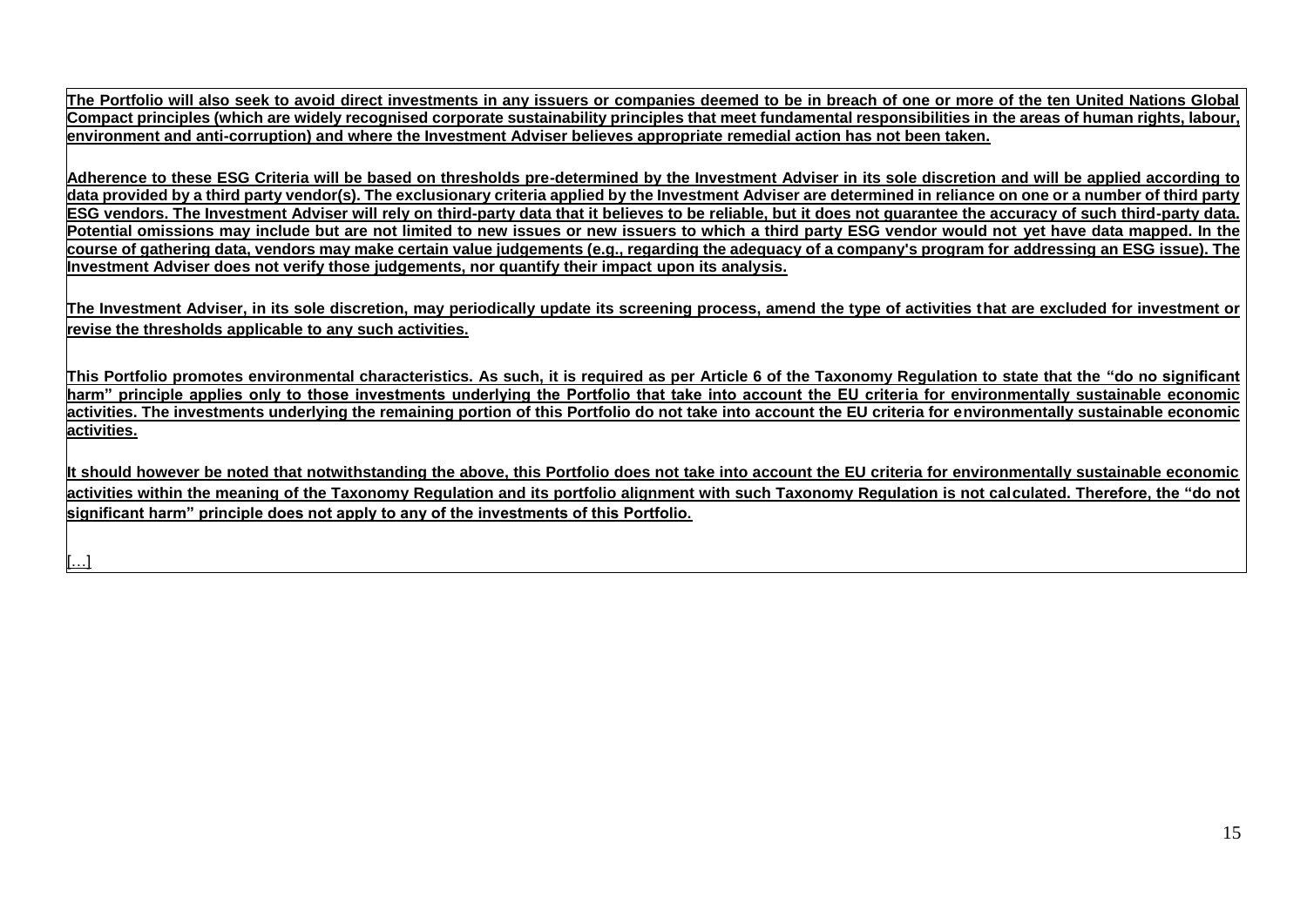**The Portfolio will also seek to avoid direct investments in any issuers or companies deemed to be in breach of one or more of the ten United Nations Global Compact principles (which are widely recognised corporate sustainability principles that meet fundamental responsibilities in the areas of human rights, labour, environment and anti-corruption) and where the Investment Adviser believes appropriate remedial action has not been taken.**

**Adherence to these ESG Criteria will be based on thresholds pre-determined by the Investment Adviser in its sole discretion and will be applied according to data provided by a third party vendor(s). The exclusionary criteria applied by the Investment Adviser are determined in reliance on one or a number of third party ESG vendors. The Investment Adviser will rely on third-party data that it believes to be reliable, but it does not guarantee the accuracy of such third-party data. Potential omissions may include but are not limited to new issues or new issuers to which a third party ESG vendor would not yet have data mapped. In the course of gathering data, vendors may make certain value judgements (e.g., regarding the adequacy of a company's program for addressing an ESG issue). The Investment Adviser does not verify those judgements, nor quantify their impact upon its analysis.**

**The Investment Adviser, in its sole discretion, may periodically update its screening process, amend the type of activities that are excluded for investment or revise the thresholds applicable to any such activities.**

**This Portfolio promotes environmental characteristics. As such, it is required as per Article 6 of the Taxonomy Regulation to state that the "do no significant harm" principle applies only to those investments underlying the Portfolio that take into account the EU criteria for environmentally sustainable economic activities. The investments underlying the remaining portion of this Portfolio do not take into account the EU criteria for environmentally sustainable economic activities.**

**It should however be noted that notwithstanding the above, this Portfolio does not take into account the EU criteria for environmentally sustainable economic activities within the meaning of the Taxonomy Regulation and its portfolio alignment with such Taxonomy Regulation is not calculated. Therefore, the "do not significant harm" principle does not apply to any of the investments of this Portfolio.**

[…]